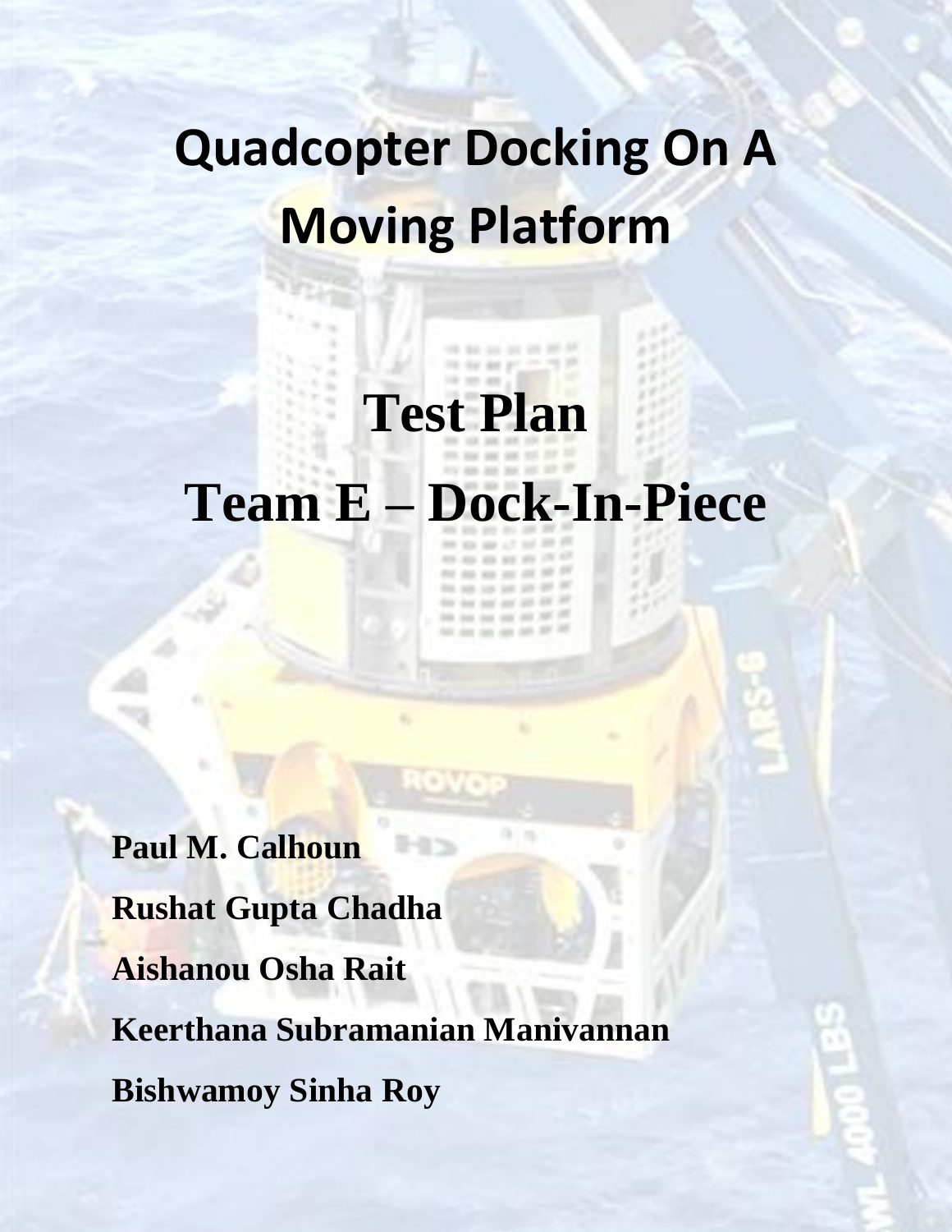# Quadcopter Docking On A Moving Platform

# Test Plan

# Team E – Dock-In-Piece

**Paul M. Calhoun**

**Rushat Gupta Chadha**

**Aishanou Osha Rait**

**Keerthana Subramanian Manivannan**

**Bishwamoy Sinha Roy**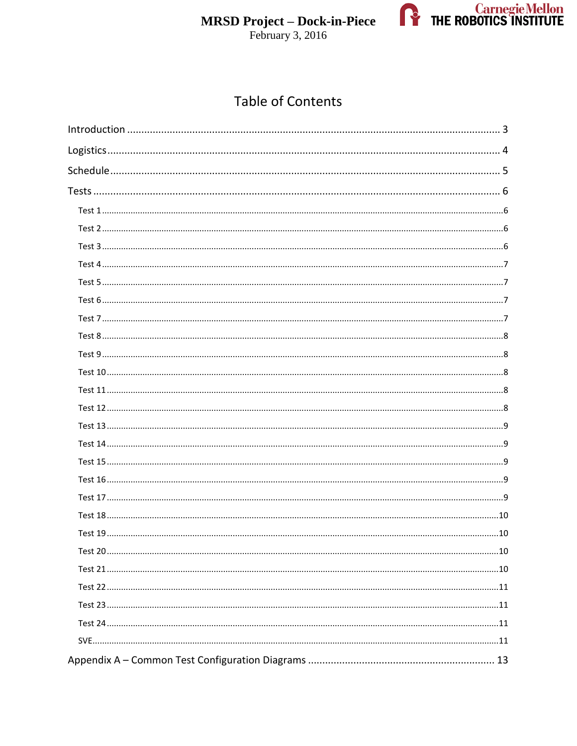# Table of Contents

Introduction ..... 3

Logistics ..... 4

Schedule ..... 5

Tests ..... 6

- Test 1 ..... 6
- Test 2 ..... 6
- Test 3 ..... 6
- Test 4 ..... 7
- Test 5 ..... 7
- Test 6 ..... 7
- Test 7 ..... 7
- Test 8 ..... 8
- Test 9 ..... 8
- Test 10 ..... 8
- Test 11 ..... 8
- Test 12 ..... 8
- Test 13 ..... 9
- Test 14 ..... 9
- Test 15 ..... 9
- Test 16 ..... 9
- Test 17 ..... 9
- Test 18 ..... 10
- Test 19 ..... 10
- Test 20 ..... 10
- Test 21 ..... 10
- Test 22 ..... 11
- Test 23 ..... 11
- Test 24 ..... 11
- SVE ..... 11

Appendix A – Common Test Configuration Diagrams ..... 13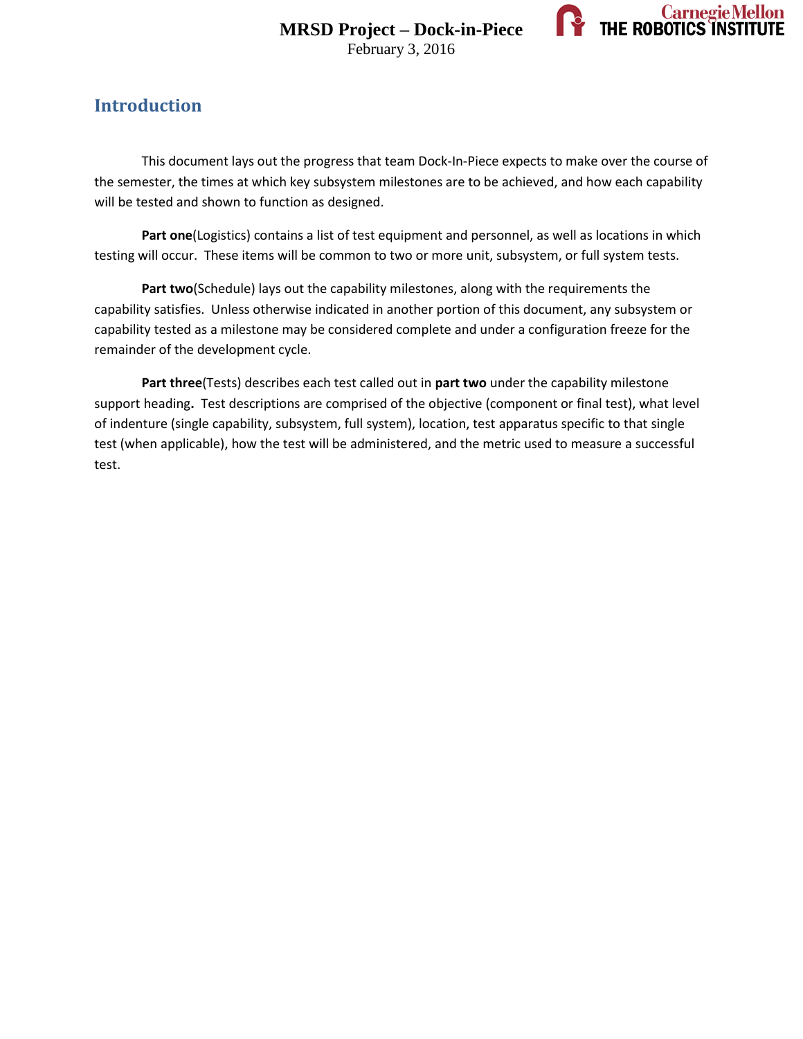## Introduction

This document lays out the progress that team Dock-In-Piece expects to make over the course of the semester, the times at which key subsystem milestones are to be achieved, and how each capability will be tested and shown to function as designed.

**Part one**(Logistics) contains a list of test equipment and personnel, as well as locations in which testing will occur. These items will be common to two or more unit, subsystem, or full system tests.

**Part two**(Schedule) lays out the capability milestones, along with the requirements the capability satisfies. Unless otherwise indicated in another portion of this document, any subsystem or capability tested as a milestone may be considered complete and under a configuration freeze for the remainder of the development cycle.

**Part three**(Tests) describes each test called out in **part two** under the capability milestone support heading**.** Test descriptions are comprised of the objective (component or final test), what level of indenture (single capability, subsystem, full system), location, test apparatus specific to that single test (when applicable), how the test will be administered, and the metric used to measure a successful test.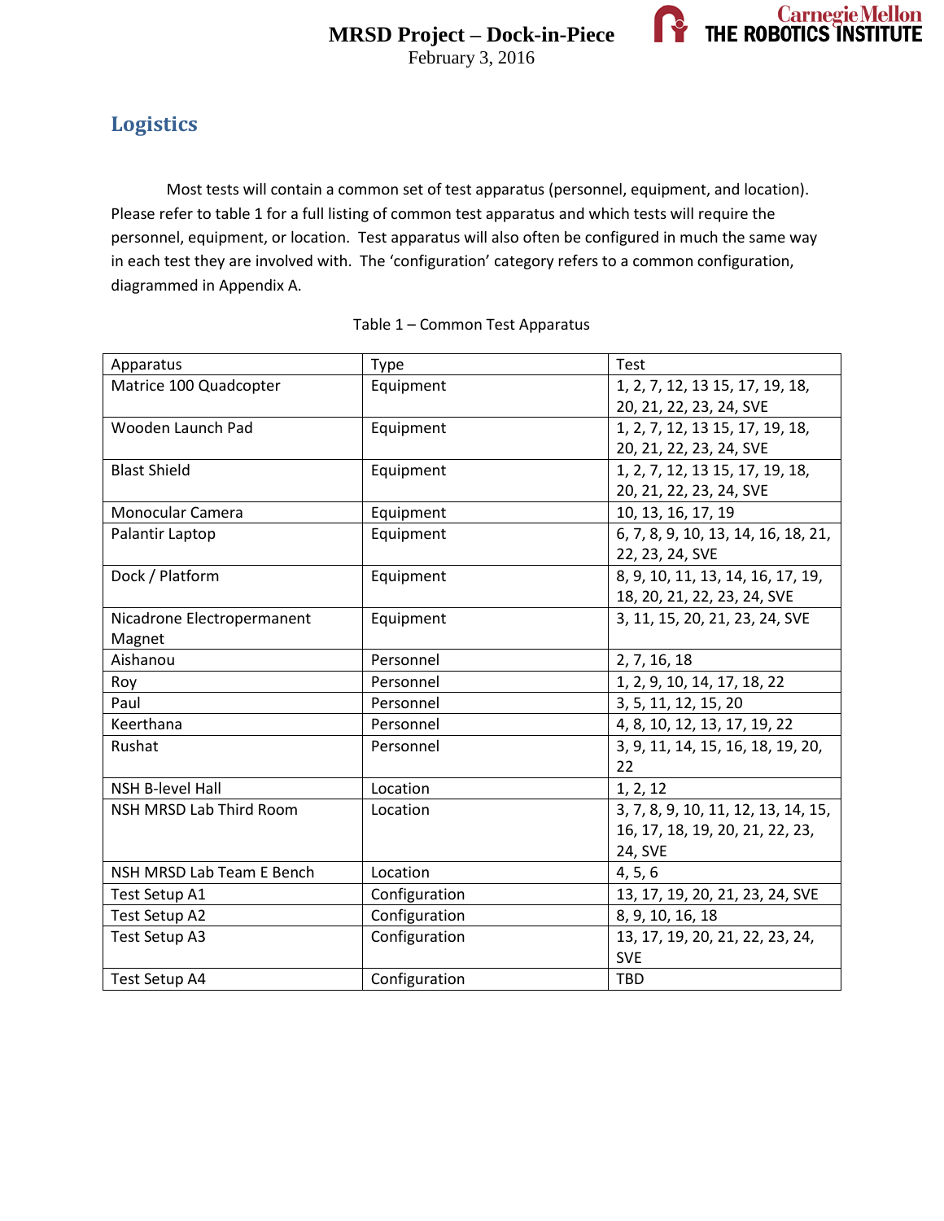## Logistics

Most tests will contain a common set of test apparatus (personnel, equipment, and location). Please refer to table 1 for a full listing of common test apparatus and which tests will require the personnel, equipment, or location. Test apparatus will also often be configured in much the same way in each test they are involved with. The 'configuration' category refers to a common configuration, diagrammed in Appendix A.

Table 1 – Common Test Apparatus

| Apparatus | Type | Test |
|---|---|---|
| Matrice 100 Quadcopter | Equipment | 1, 2, 7, 12, 13 15, 17, 19, 18, 20, 21, 22, 23, 24, SVE |
| Wooden Launch Pad | Equipment | 1, 2, 7, 12, 13 15, 17, 19, 18, 20, 21, 22, 23, 24, SVE |
| Blast Shield | Equipment | 1, 2, 7, 12, 13 15, 17, 19, 18, 20, 21, 22, 23, 24, SVE |
| Monocular Camera | Equipment | 10, 13, 16, 17, 19 |
| Palantir Laptop | Equipment | 6, 7, 8, 9, 10, 13, 14, 16, 18, 21, 22, 23, 24, SVE |
| Dock / Platform | Equipment | 8, 9, 10, 11, 13, 14, 16, 17, 19, 18, 20, 21, 22, 23, 24, SVE |
| Nicadrone Electropermanent Magnet | Equipment | 3, 11, 15, 20, 21, 23, 24, SVE |
| Aishanou | Personnel | 2, 7, 16, 18 |
| Roy | Personnel | 1, 2, 9, 10, 14, 17, 18, 22 |
| Paul | Personnel | 3, 5, 11, 12, 15, 20 |
| Keerthana | Personnel | 4, 8, 10, 12, 13, 17, 19, 22 |
| Rushat | Personnel | 3, 9, 11, 14, 15, 16, 18, 19, 20, 22 |
| NSH B-level Hall | Location | 1, 2, 12 |
| NSH MRSD Lab Third Room | Location | 3, 7, 8, 9, 10, 11, 12, 13, 14, 15, 16, 17, 18, 19, 20, 21, 22, 23, 24, SVE |
| NSH MRSD Lab Team E Bench | Location | 4, 5, 6 |
| Test Setup A1 | Configuration | 13, 17, 19, 20, 21, 23, 24, SVE |
| Test Setup A2 | Configuration | 8, 9, 10, 16, 18 |
| Test Setup A3 | Configuration | 13, 17, 19, 20, 21, 22, 23, 24, SVE |
| Test Setup A4 | Configuration | TBD |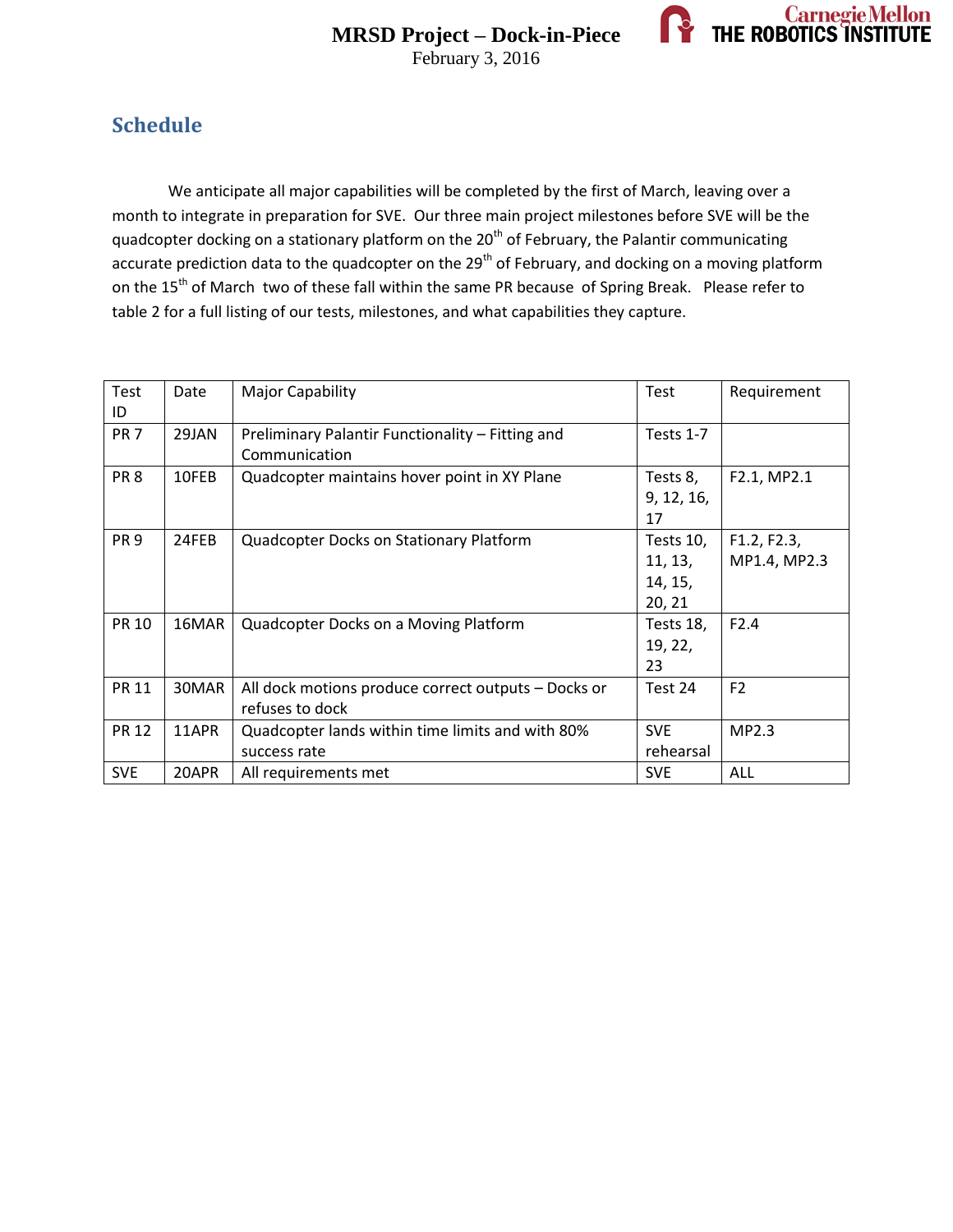## Schedule

We anticipate all major capabilities will be completed by the first of March, leaving over a month to integrate in preparation for SVE. Our three main project milestones before SVE will be the quadcopter docking on a stationary platform on the 20th of February, the Palantir communicating accurate prediction data to the quadcopter on the 29th of February, and docking on a moving platform on the 15th of March two of these fall within the same PR because of Spring Break. Please refer to table 2 for a full listing of our tests, milestones, and what capabilities they capture.

| Test ID | Date | Major Capability | Test | Requirement |
|---|---|---|---|---|
| PR 7 | 29JAN | Preliminary Palantir Functionality – Fitting and Communication | Tests 1-7 | |
| PR 8 | 10FEB | Quadcopter maintains hover point in XY Plane | Tests 8, 9, 12, 16, 17 | F2.1, MP2.1 |
| PR 9 | 24FEB | Quadcopter Docks on Stationary Platform | Tests 10, 11, 13, 14, 15, 20, 21 | F1.2, F2.3, MP1.4, MP2.3 |
| PR 10 | 16MAR | Quadcopter Docks on a Moving Platform | Tests 18, 19, 22, 23 | F2.4 |
| PR 11 | 30MAR | All dock motions produce correct outputs – Docks or refuses to dock | Test 24 | F2 |
| PR 12 | 11APR | Quadcopter lands within time limits and with 80% success rate | SVE rehearsal | MP2.3 |
| SVE | 20APR | All requirements met | SVE | ALL |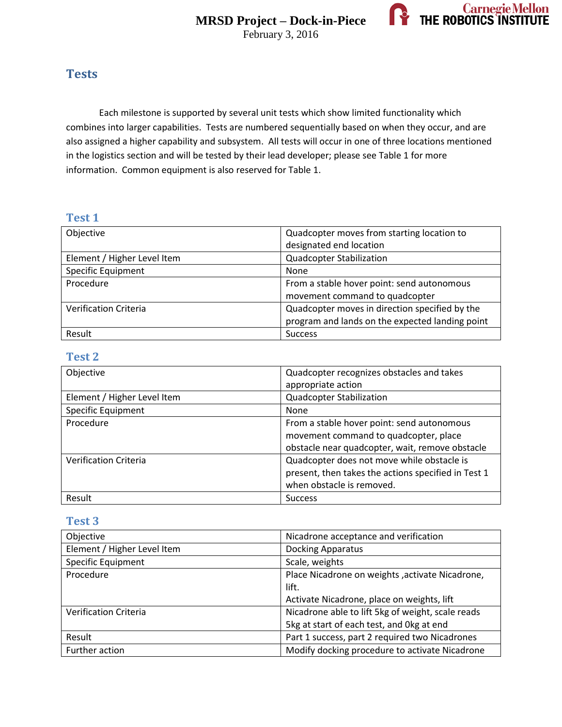# Tests

Each milestone is supported by several unit tests which show limited functionality which combines into larger capabilities. Tests are numbered sequentially based on when they occur, and are also assigned a higher capability and subsystem. All tests will occur in one of three locations mentioned in the logistics section and will be tested by their lead developer; please see Table 1 for more information. Common equipment is also reserved for Table 1.

## Test 1

| | |
|---|---|
| Objective | Quadcopter moves from starting location to designated end location |
| Element / Higher Level Item | Quadcopter Stabilization |
| Specific Equipment | None |
| Procedure | From a stable hover point: send autonomous movement command to quadcopter |
| Verification Criteria | Quadcopter moves in direction specified by the program and lands on the expected landing point |
| Result | Success |

## Test 2

| | |
|---|---|
| Objective | Quadcopter recognizes obstacles and takes appropriate action |
| Element / Higher Level Item | Quadcopter Stabilization |
| Specific Equipment | None |
| Procedure | From a stable hover point: send autonomous movement command to quadcopter, place obstacle near quadcopter, wait, remove obstacle |
| Verification Criteria | Quadcopter does not move while obstacle is present, then takes the actions specified in Test 1 when obstacle is removed. |
| Result | Success |

## Test 3

| | |
|---|---|
| Objective | Nicadrone acceptance and verification |
| Element / Higher Level Item | Docking Apparatus |
| Specific Equipment | Scale, weights |
| Procedure | Place Nicadrone on weights ,activate Nicadrone, lift.<br>Activate Nicadrone, place on weights, lift |
| Verification Criteria | Nicadrone able to lift 5kg of weight, scale reads 5kg at start of each test, and 0kg at end |
| Result | Part 1 success, part 2 required two Nicadrones |
| Further action | Modify docking procedure to activate Nicadrone |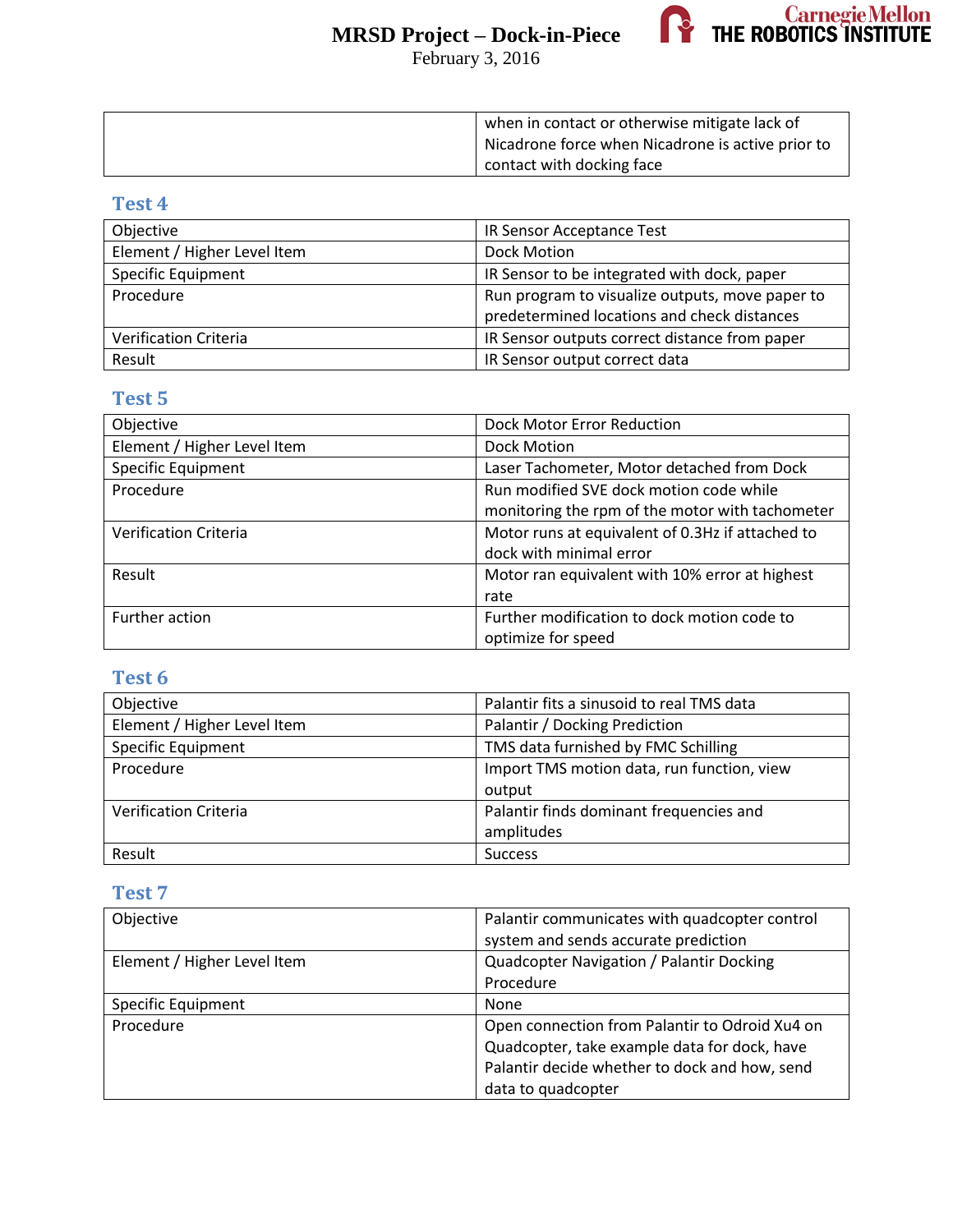| | |
|---|---|
| | when in contact or otherwise mitigate lack of Nicadrone force when Nicadrone is active prior to contact with docking face |

### Test 4

| | |
|---|---|
| Objective | IR Sensor Acceptance Test |
| Element / Higher Level Item | Dock Motion |
| Specific Equipment | IR Sensor to be integrated with dock, paper |
| Procedure | Run program to visualize outputs, move paper to predetermined locations and check distances |
| Verification Criteria | IR Sensor outputs correct distance from paper |
| Result | IR Sensor output correct data |

### Test 5

| | |
|---|---|
| Objective | Dock Motor Error Reduction |
| Element / Higher Level Item | Dock Motion |
| Specific Equipment | Laser Tachometer, Motor detached from Dock |
| Procedure | Run modified SVE dock motion code while monitoring the rpm of the motor with tachometer |
| Verification Criteria | Motor runs at equivalent of 0.3Hz if attached to dock with minimal error |
| Result | Motor ran equivalent with 10% error at highest rate |
| Further action | Further modification to dock motion code to optimize for speed |

### Test 6

| | |
|---|---|
| Objective | Palantir fits a sinusoid to real TMS data |
| Element / Higher Level Item | Palantir / Docking Prediction |
| Specific Equipment | TMS data furnished by FMC Schilling |
| Procedure | Import TMS motion data, run function, view output |
| Verification Criteria | Palantir finds dominant frequencies and amplitudes |
| Result | Success |

### Test 7

| | |
|---|---|
| Objective | Palantir communicates with quadcopter control system and sends accurate prediction |
| Element / Higher Level Item | Quadcopter Navigation / Palantir Docking Procedure |
| Specific Equipment | None |
| Procedure | Open connection from Palantir to Odroid Xu4 on Quadcopter, take example data for dock, have Palantir decide whether to dock and how, send data to quadcopter |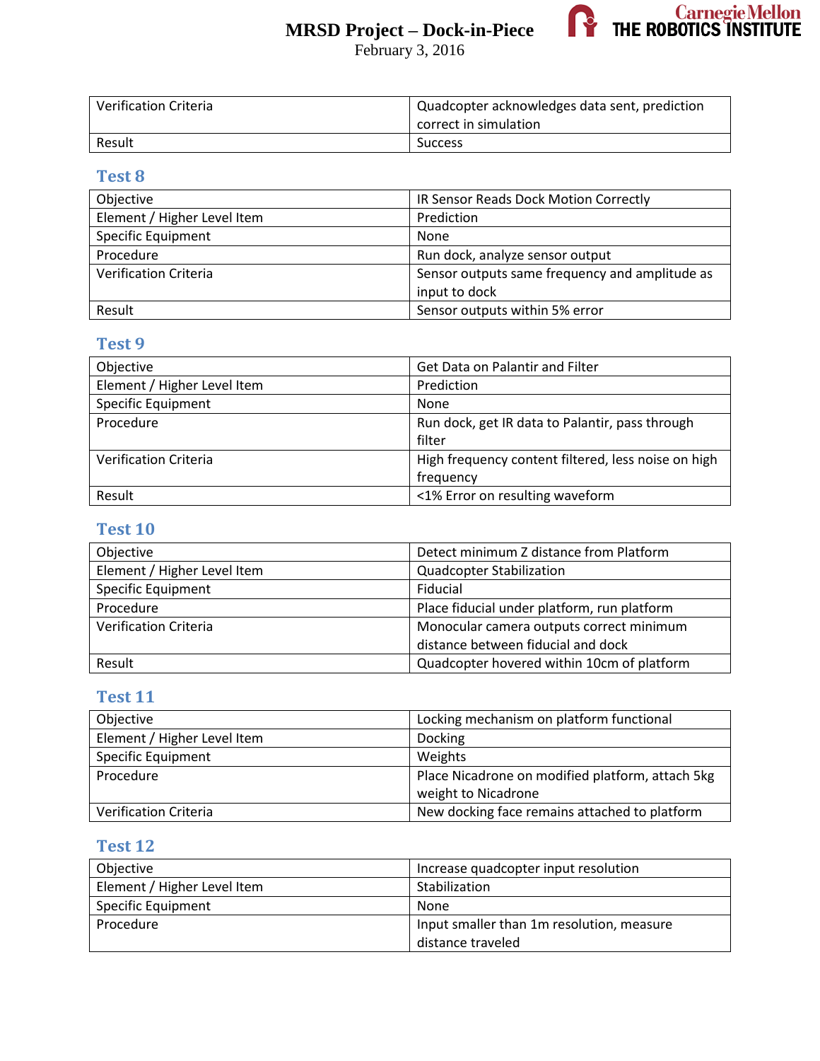| Verification Criteria | Quadcopter acknowledges data sent, prediction correct in simulation |
| --- | --- |
| Result | Success |

### Test 8

| Objective | IR Sensor Reads Dock Motion Correctly |
| --- | --- |
| Element / Higher Level Item | Prediction |
| Specific Equipment | None |
| Procedure | Run dock, analyze sensor output |
| Verification Criteria | Sensor outputs same frequency and amplitude as input to dock |
| Result | Sensor outputs within 5% error |

### Test 9

| Objective | Get Data on Palantir and Filter |
| --- | --- |
| Element / Higher Level Item | Prediction |
| Specific Equipment | None |
| Procedure | Run dock, get IR data to Palantir, pass through filter |
| Verification Criteria | High frequency content filtered, less noise on high frequency |
| Result | <1% Error on resulting waveform |

### Test 10

| Objective | Detect minimum Z distance from Platform |
| --- | --- |
| Element / Higher Level Item | Quadcopter Stabilization |
| Specific Equipment | Fiducial |
| Procedure | Place fiducial under platform, run platform |
| Verification Criteria | Monocular camera outputs correct minimum distance between fiducial and dock |
| Result | Quadcopter hovered within 10cm of platform |

### Test 11

| Objective | Locking mechanism on platform functional |
| --- | --- |
| Element / Higher Level Item | Docking |
| Specific Equipment | Weights |
| Procedure | Place Nicadrone on modified platform, attach 5kg weight to Nicadrone |
| Verification Criteria | New docking face remains attached to platform |

### Test 12

| Objective | Increase quadcopter input resolution |
| --- | --- |
| Element / Higher Level Item | Stabilization |
| Specific Equipment | None |
| Procedure | Input smaller than 1m resolution, measure distance traveled |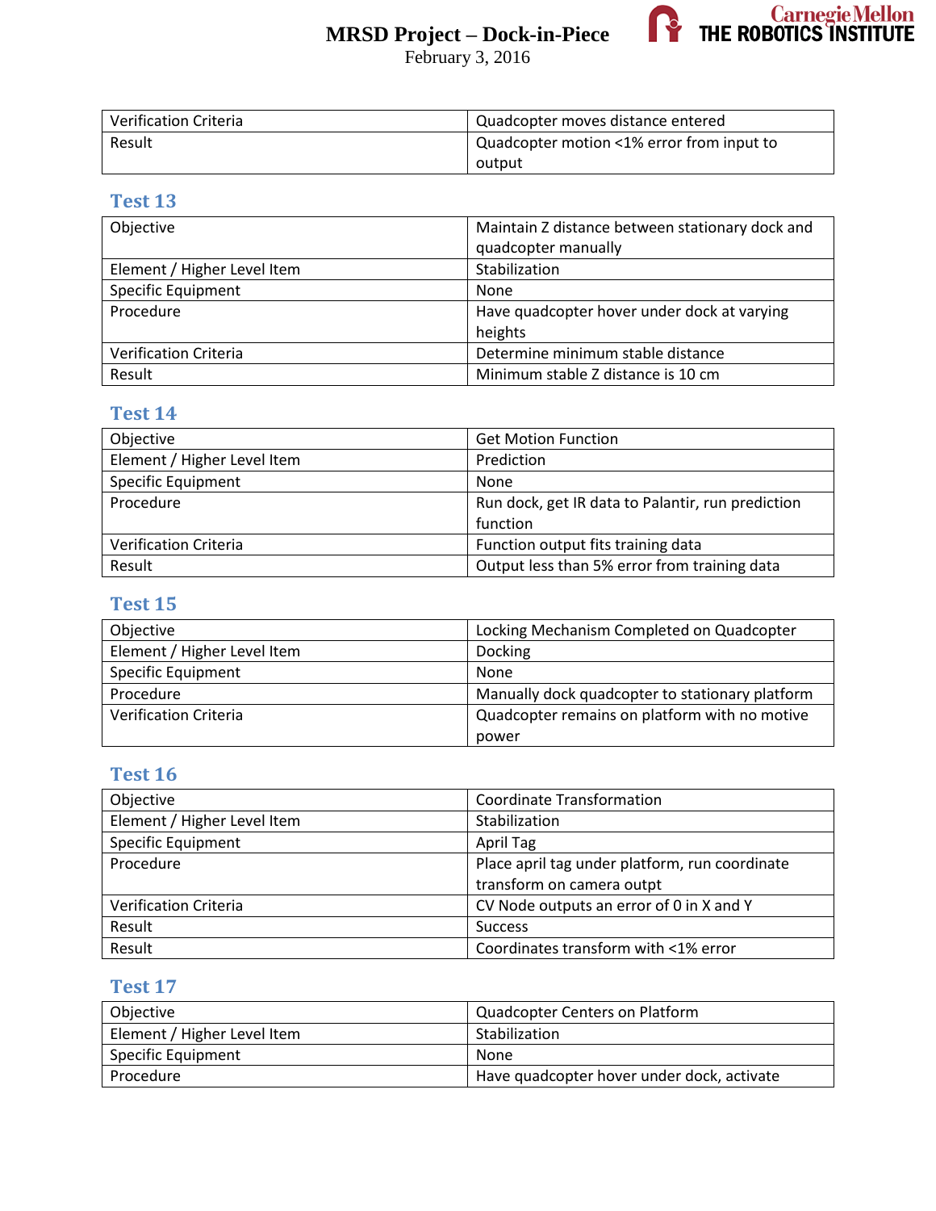| | |
|---|---|
| Verification Criteria | Quadcopter moves distance entered |
| Result | Quadcopter motion <1% error from input to output |

### Test 13

| | |
|---|---|
| Objective | Maintain Z distance between stationary dock and quadcopter manually |
| Element / Higher Level Item | Stabilization |
| Specific Equipment | None |
| Procedure | Have quadcopter hover under dock at varying heights |
| Verification Criteria | Determine minimum stable distance |
| Result | Minimum stable Z distance is 10 cm |

### Test 14

| | |
|---|---|
| Objective | Get Motion Function |
| Element / Higher Level Item | Prediction |
| Specific Equipment | None |
| Procedure | Run dock, get IR data to Palantir, run prediction function |
| Verification Criteria | Function output fits training data |
| Result | Output less than 5% error from training data |

### Test 15

| | |
|---|---|
| Objective | Locking Mechanism Completed on Quadcopter |
| Element / Higher Level Item | Docking |
| Specific Equipment | None |
| Procedure | Manually dock quadcopter to stationary platform |
| Verification Criteria | Quadcopter remains on platform with no motive power |

### Test 16

| | |
|---|---|
| Objective | Coordinate Transformation |
| Element / Higher Level Item | Stabilization |
| Specific Equipment | April Tag |
| Procedure | Place april tag under platform, run coordinate transform on camera outpt |
| Verification Criteria | CV Node outputs an error of 0 in X and Y |
| Result | Success |
| Result | Coordinates transform with <1% error |

### Test 17

| | |
|---|---|
| Objective | Quadcopter Centers on Platform |
| Element / Higher Level Item | Stabilization |
| Specific Equipment | None |
| Procedure | Have quadcopter hover under dock, activate |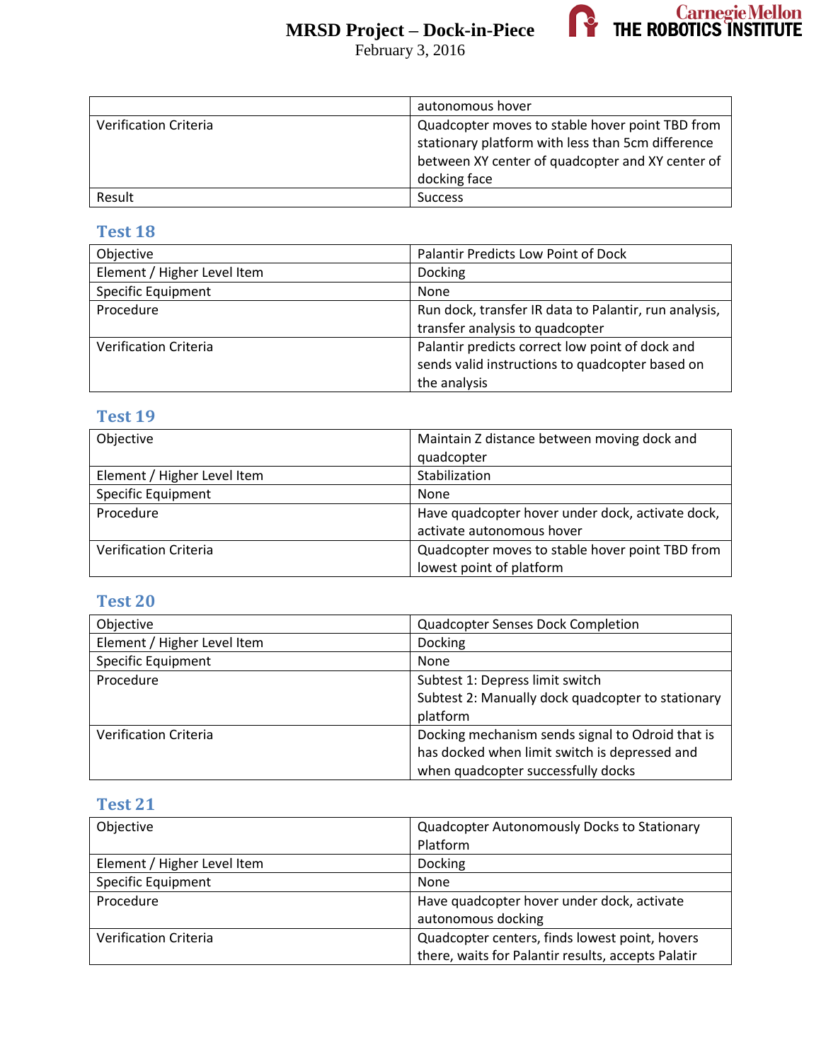| | |
|---|---|
| | autonomous hover |
| Verification Criteria | Quadcopter moves to stable hover point TBD from stationary platform with less than 5cm difference between XY center of quadcopter and XY center of docking face |
| Result | Success |

### Test 18

| | |
|---|---|
| Objective | Palantir Predicts Low Point of Dock |
| Element / Higher Level Item | Docking |
| Specific Equipment | None |
| Procedure | Run dock, transfer IR data to Palantir, run analysis, transfer analysis to quadcopter |
| Verification Criteria | Palantir predicts correct low point of dock and sends valid instructions to quadcopter based on the analysis |

### Test 19

| | |
|---|---|
| Objective | Maintain Z distance between moving dock and quadcopter |
| Element / Higher Level Item | Stabilization |
| Specific Equipment | None |
| Procedure | Have quadcopter hover under dock, activate dock, activate autonomous hover |
| Verification Criteria | Quadcopter moves to stable hover point TBD from lowest point of platform |

### Test 20

| | |
|---|---|
| Objective | Quadcopter Senses Dock Completion |
| Element / Higher Level Item | Docking |
| Specific Equipment | None |
| Procedure | Subtest 1: Depress limit switch<br>Subtest 2: Manually dock quadcopter to stationary platform |
| Verification Criteria | Docking mechanism sends signal to Odroid that is has docked when limit switch is depressed and when quadcopter successfully docks |

### Test 21

| | |
|---|---|
| Objective | Quadcopter Autonomously Docks to Stationary Platform |
| Element / Higher Level Item | Docking |
| Specific Equipment | None |
| Procedure | Have quadcopter hover under dock, activate autonomous docking |
| Verification Criteria | Quadcopter centers, finds lowest point, hovers there, waits for Palantir results, accepts Palatir |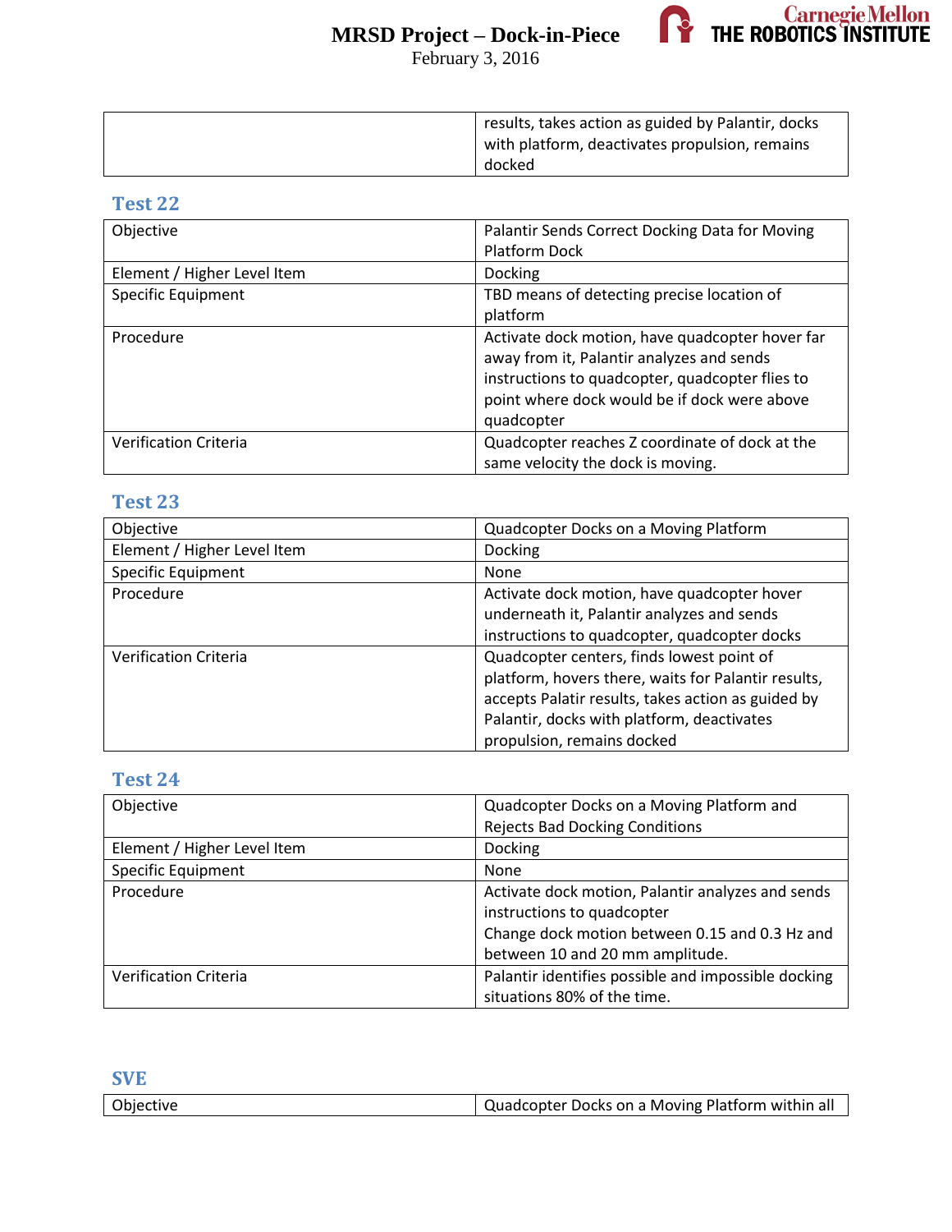| | |
|---|---|
| | results, takes action as guided by Palantir, docks with platform, deactivates propulsion, remains docked |

### Test 22

| | |
|---|---|
| Objective | Palantir Sends Correct Docking Data for Moving Platform Dock |
| Element / Higher Level Item | Docking |
| Specific Equipment | TBD means of detecting precise location of platform |
| Procedure | Activate dock motion, have quadcopter hover far away from it, Palantir analyzes and sends instructions to quadcopter, quadcopter flies to point where dock would be if dock were above quadcopter |
| Verification Criteria | Quadcopter reaches Z coordinate of dock at the same velocity the dock is moving. |

### Test 23

| | |
|---|---|
| Objective | Quadcopter Docks on a Moving Platform |
| Element / Higher Level Item | Docking |
| Specific Equipment | None |
| Procedure | Activate dock motion, have quadcopter hover underneath it, Palantir analyzes and sends instructions to quadcopter, quadcopter docks |
| Verification Criteria | Quadcopter centers, finds lowest point of platform, hovers there, waits for Palantir results, accepts Palatir results, takes action as guided by Palantir, docks with platform, deactivates propulsion, remains docked |

### Test 24

| | |
|---|---|
| Objective | Quadcopter Docks on a Moving Platform and Rejects Bad Docking Conditions |
| Element / Higher Level Item | Docking |
| Specific Equipment | None |
| Procedure | Activate dock motion, Palantir analyzes and sends instructions to quadcopter<br>Change dock motion between 0.15 and 0.3 Hz and between 10 and 20 mm amplitude. |
| Verification Criteria | Palantir identifies possible and impossible docking situations 80% of the time. |

### SVE

| | |
|---|---|
| Objective | Quadcopter Docks on a Moving Platform within all |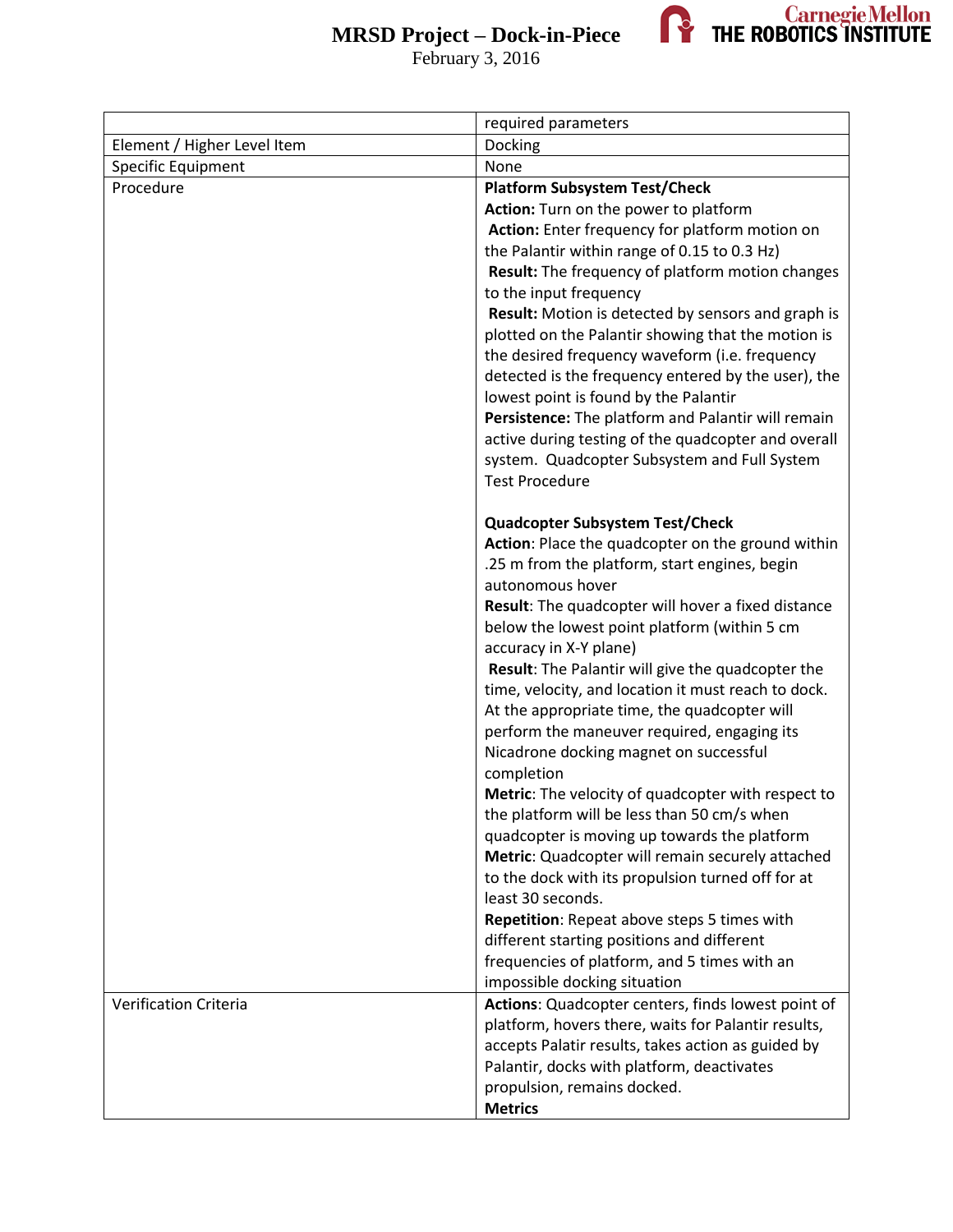| | required parameters |
|---|---|
| Element / Higher Level Item | Docking |
| Specific Equipment | None |
| Procedure | **Platform Subsystem Test/Check**<br>**Action:** Turn on the power to platform<br>**Action:** Enter frequency for platform motion on the Palantir within range of 0.15 to 0.3 Hz)<br>**Result:** The frequency of platform motion changes to the input frequency<br>**Result:** Motion is detected by sensors and graph is plotted on the Palantir showing that the motion is the desired frequency waveform (i.e. frequency detected is the frequency entered by the user), the lowest point is found by the Palantir<br>**Persistence:** The platform and Palantir will remain active during testing of the quadcopter and overall system. Quadcopter Subsystem and Full System Test Procedure<br><br>**Quadcopter Subsystem Test/Check**<br>**Action**: Place the quadcopter on the ground within .25 m from the platform, start engines, begin autonomous hover<br>**Result**: The quadcopter will hover a fixed distance below the lowest point platform (within 5 cm accuracy in X-Y plane)<br>**Result**: The Palantir will give the quadcopter the time, velocity, and location it must reach to dock. At the appropriate time, the quadcopter will perform the maneuver required, engaging its Nicadrone docking magnet on successful completion<br>**Metric**: The velocity of quadcopter with respect to the platform will be less than 50 cm/s when quadcopter is moving up towards the platform<br>**Metric**: Quadcopter will remain securely attached to the dock with its propulsion turned off for at least 30 seconds.<br>**Repetition**: Repeat above steps 5 times with different starting positions and different frequencies of platform, and 5 times with an impossible docking situation |
| Verification Criteria | **Actions**: Quadcopter centers, finds lowest point of platform, hovers there, waits for Palantir results, accepts Palatir results, takes action as guided by Palantir, docks with platform, deactivates propulsion, remains docked.<br>**Metrics** |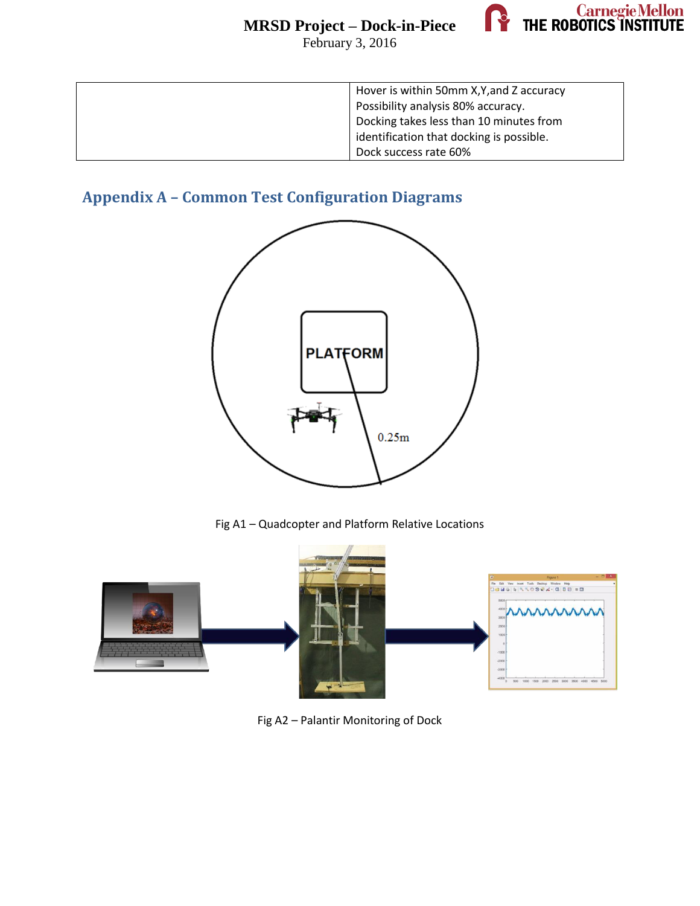| | |
|---|---|
| | Hover is within 50mm X,Y,and Z accuracy<br>Possibility analysis 80% accuracy.<br>Docking takes less than 10 minutes from identification that docking is possible.<br>Dock success rate 60% |

## Appendix A – Common Test Configuration Diagrams

Fig A1 – Quadcopter and Platform Relative Locations

Fig A2 – Palantir Monitoring of Dock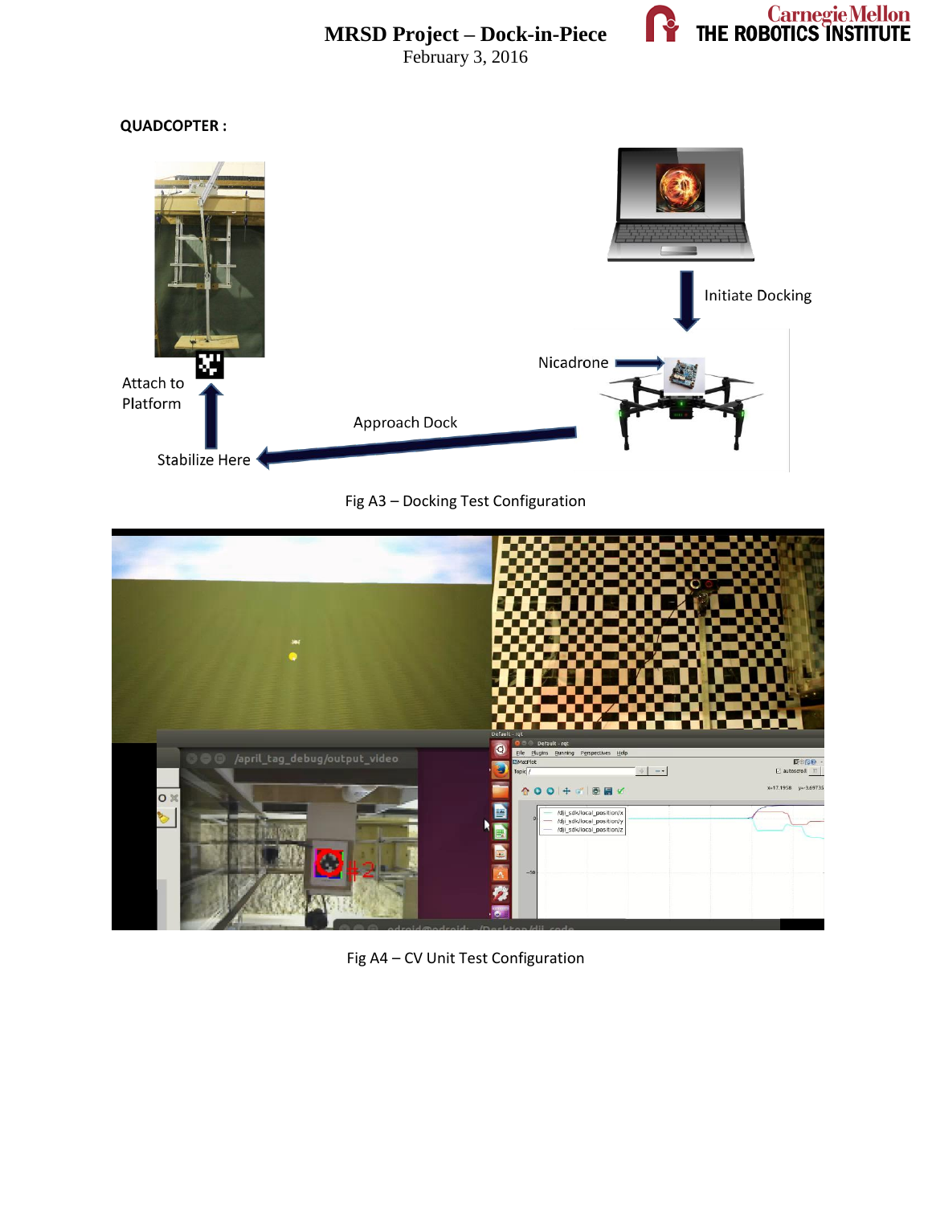**QUADCOPTER :**

Initiate Docking

Nicadrone

Attach to Platform

Approach Dock

Stabilize Here

Fig A3 – Docking Test Configuration

Fig A4 – CV Unit Test Configuration